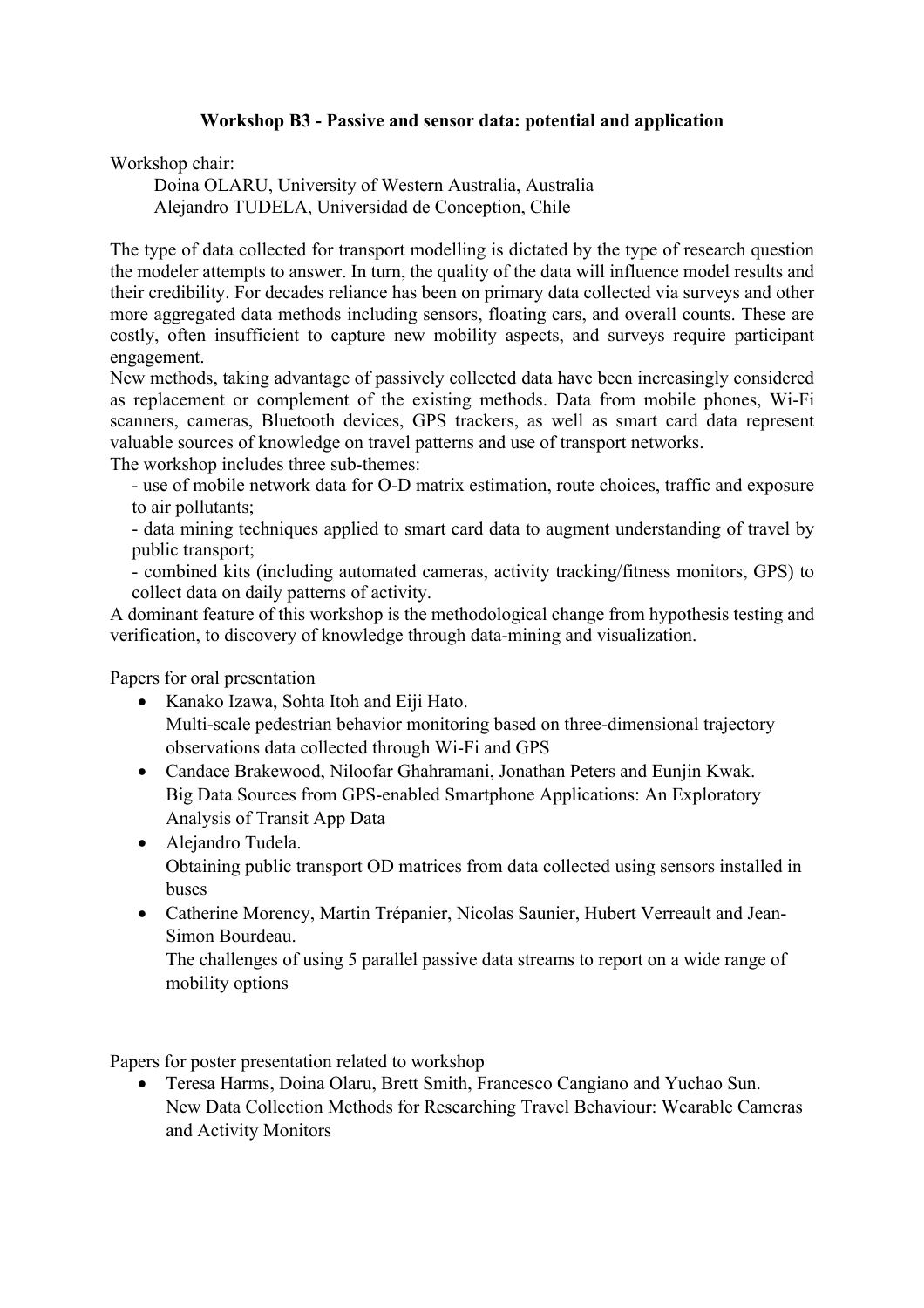# Workshop B3 - Passive and sensor data: potential and application

Workshop chair:

Doina OLARU, University of Western Australia, Australia
Alejandro TUDELA, Universidad de Conception, Chile

The type of data collected for transport modelling is dictated by the type of research question the modeler attempts to answer. In turn, the quality of the data will influence model results and their credibility. For decades reliance has been on primary data collected via surveys and other more aggregated data methods including sensors, floating cars, and overall counts. These are costly, often insufficient to capture new mobility aspects, and surveys require participant engagement.

New methods, taking advantage of passively collected data have been increasingly considered as replacement or complement of the existing methods. Data from mobile phones, Wi-Fi scanners, cameras, Bluetooth devices, GPS trackers, as well as smart card data represent valuable sources of knowledge on travel patterns and use of transport networks.

The workshop includes three sub-themes:

- use of mobile network data for O-D matrix estimation, route choices, traffic and exposure to air pollutants;
- data mining techniques applied to smart card data to augment understanding of travel by public transport;
- combined kits (including automated cameras, activity tracking/fitness monitors, GPS) to collect data on daily patterns of activity.

A dominant feature of this workshop is the methodological change from hypothesis testing and verification, to discovery of knowledge through data-mining and visualization.

Papers for oral presentation

- Kanako Izawa, Sohta Itoh and Eiji Hato.
  Multi-scale pedestrian behavior monitoring based on three-dimensional trajectory observations data collected through Wi-Fi and GPS
- Candace Brakewood, Niloofar Ghahramani, Jonathan Peters and Eunjin Kwak.
  Big Data Sources from GPS-enabled Smartphone Applications: An Exploratory Analysis of Transit App Data
- Alejandro Tudela.
  Obtaining public transport OD matrices from data collected using sensors installed in buses
- Catherine Morency, Martin Trépanier, Nicolas Saunier, Hubert Verreault and Jean-Simon Bourdeau.
  The challenges of using 5 parallel passive data streams to report on a wide range of mobility options

Papers for poster presentation related to workshop

- Teresa Harms, Doina Olaru, Brett Smith, Francesco Cangiano and Yuchao Sun.
  New Data Collection Methods for Researching Travel Behaviour: Wearable Cameras and Activity Monitors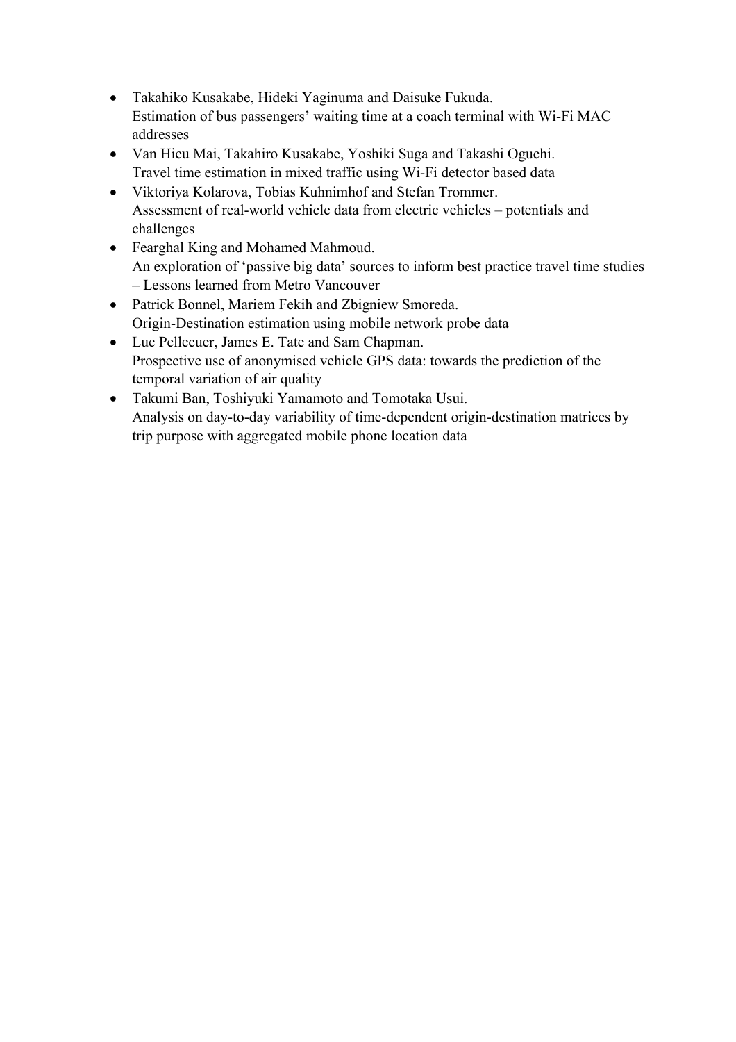- Takahiko Kusakabe, Hideki Yaginuma and Daisuke Fukuda.
  Estimation of bus passengers' waiting time at a coach terminal with Wi-Fi MAC addresses
- Van Hieu Mai, Takahiro Kusakabe, Yoshiki Suga and Takashi Oguchi.
  Travel time estimation in mixed traffic using Wi-Fi detector based data
- Viktoriya Kolarova, Tobias Kuhnimhof and Stefan Trommer.
  Assessment of real-world vehicle data from electric vehicles – potentials and challenges
- Fearghal King and Mohamed Mahmoud.
  An exploration of 'passive big data' sources to inform best practice travel time studies – Lessons learned from Metro Vancouver
- Patrick Bonnel, Mariem Fekih and Zbigniew Smoreda.
  Origin-Destination estimation using mobile network probe data
- Luc Pellecuer, James E. Tate and Sam Chapman.
  Prospective use of anonymised vehicle GPS data: towards the prediction of the temporal variation of air quality
- Takumi Ban, Toshiyuki Yamamoto and Tomotaka Usui.
  Analysis on day-to-day variability of time-dependent origin-destination matrices by trip purpose with aggregated mobile phone location data